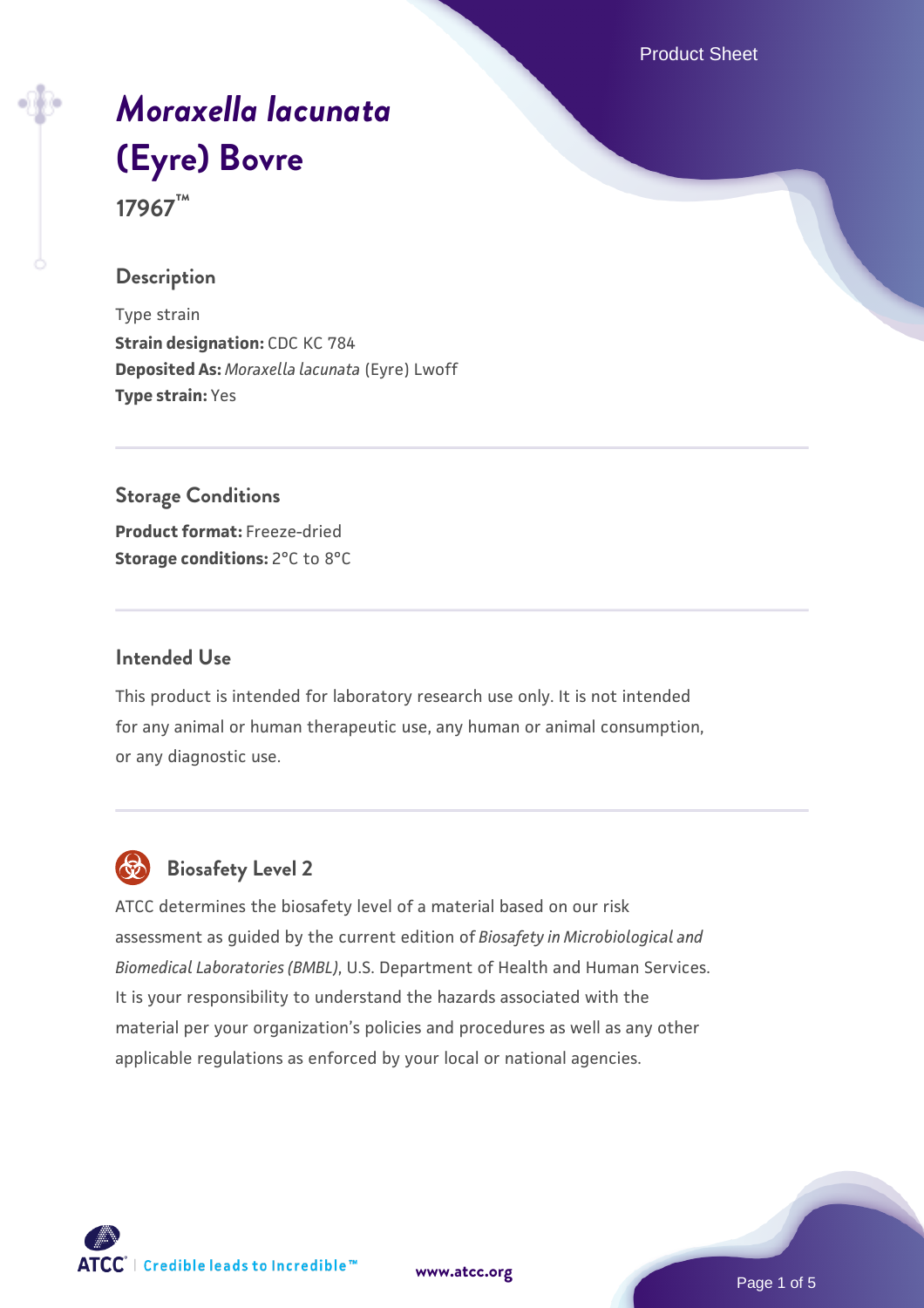# *Moraxella lacunata* (Eyre) Bovre

**17967™**

## Description

Type strain
**Strain designation:** CDC KC 784
**Deposited As:** *Moraxella lacunata* (Eyre) Lwoff
**Type strain:** Yes

## Storage Conditions

**Product format:** Freeze-dried
**Storage conditions:** 2°C to 8°C

## Intended Use

This product is intended for laboratory research use only. It is not intended for any animal or human therapeutic use, any human or animal consumption, or any diagnostic use.

## Biosafety Level 2

ATCC determines the biosafety level of a material based on our risk assessment as guided by the current edition of *Biosafety in Microbiological and Biomedical Laboratories (BMBL)*, U.S. Department of Health and Human Services. It is your responsibility to understand the hazards associated with the material per your organization's policies and procedures as well as any other applicable regulations as enforced by your local or national agencies.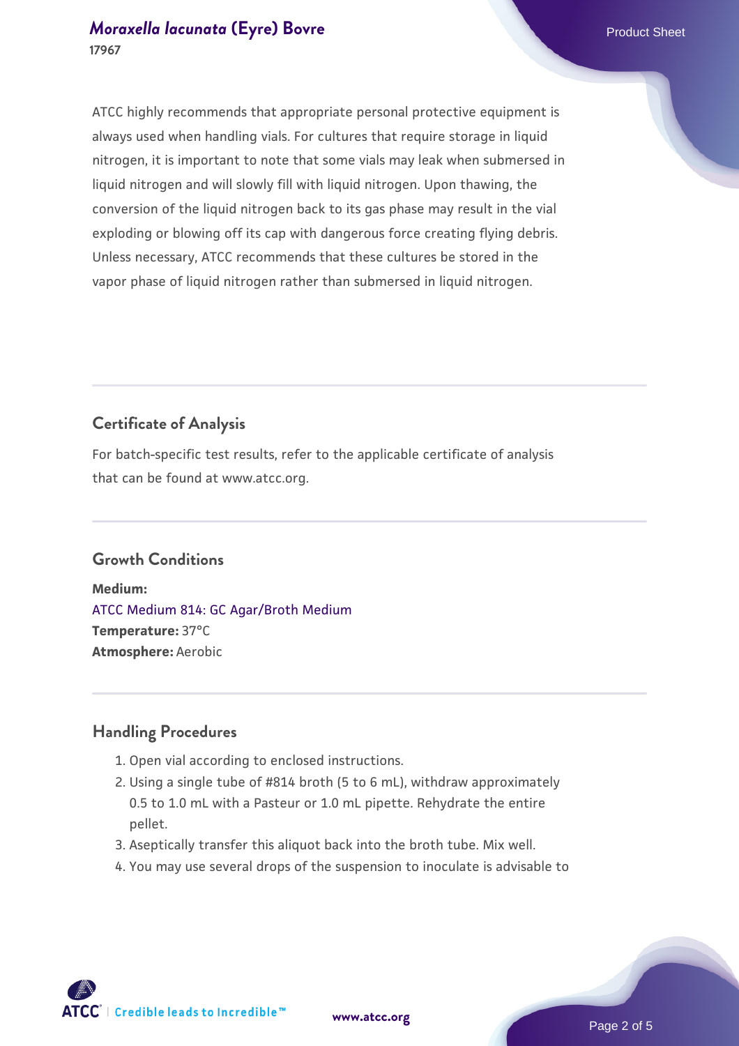ATCC highly recommends that appropriate personal protective equipment is always used when handling vials. For cultures that require storage in liquid nitrogen, it is important to note that some vials may leak when submersed in liquid nitrogen and will slowly fill with liquid nitrogen. Upon thawing, the conversion of the liquid nitrogen back to its gas phase may result in the vial exploding or blowing off its cap with dangerous force creating flying debris. Unless necessary, ATCC recommends that these cultures be stored in the vapor phase of liquid nitrogen rather than submersed in liquid nitrogen.

## Certificate of Analysis

For batch-specific test results, refer to the applicable certificate of analysis that can be found at www.atcc.org.

## Growth Conditions

**Medium:**
ATCC Medium 814: GC Agar/Broth Medium
**Temperature:** 37°C
**Atmosphere:** Aerobic

## Handling Procedures

1. Open vial according to enclosed instructions.
2. Using a single tube of #814 broth (5 to 6 mL), withdraw approximately 0.5 to 1.0 mL with a Pasteur or 1.0 mL pipette. Rehydrate the entire pellet.
3. Aseptically transfer this aliquot back into the broth tube. Mix well.
4. You may use several drops of the suspension to inoculate is advisable to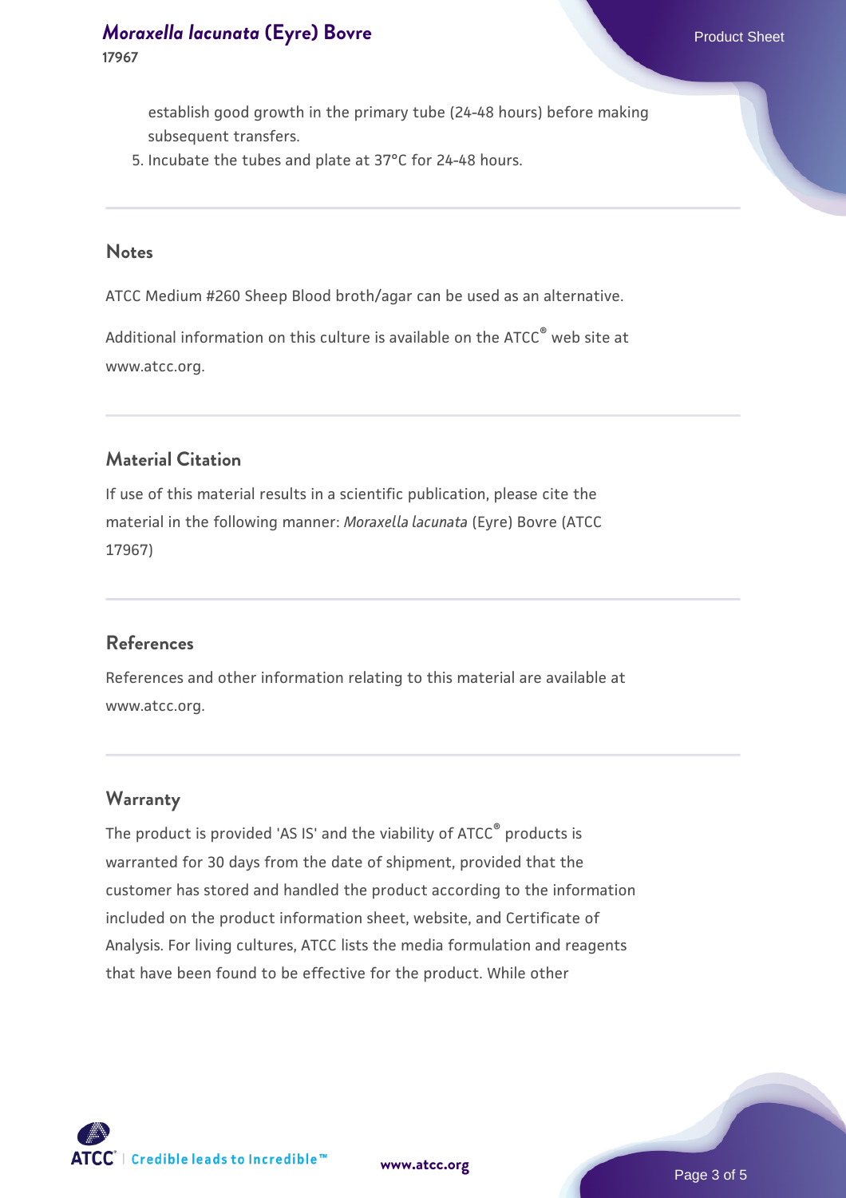establish good growth in the primary tube (24-48 hours) before making subsequent transfers.

5. Incubate the tubes and plate at 37°C for 24-48 hours.

## Notes

ATCC Medium #260 Sheep Blood broth/agar can be used as an alternative.

Additional information on this culture is available on the ATCC® web site at www.atcc.org.

## Material Citation

If use of this material results in a scientific publication, please cite the material in the following manner: *Moraxella lacunata* (Eyre) Bovre (ATCC 17967)

## References

References and other information relating to this material are available at www.atcc.org.

## Warranty

The product is provided 'AS IS' and the viability of ATCC® products is warranted for 30 days from the date of shipment, provided that the customer has stored and handled the product according to the information included on the product information sheet, website, and Certificate of Analysis. For living cultures, ATCC lists the media formulation and reagents that have been found to be effective for the product. While other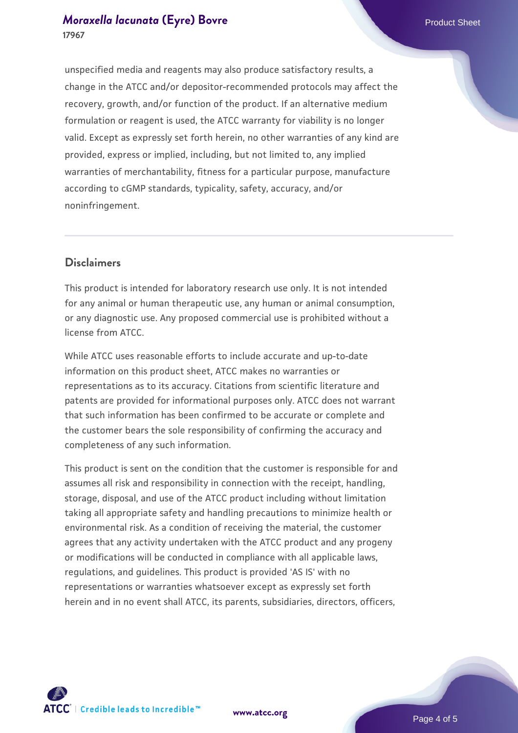unspecified media and reagents may also produce satisfactory results, a change in the ATCC and/or depositor-recommended protocols may affect the recovery, growth, and/or function of the product. If an alternative medium formulation or reagent is used, the ATCC warranty for viability is no longer valid. Except as expressly set forth herein, no other warranties of any kind are provided, express or implied, including, but not limited to, any implied warranties of merchantability, fitness for a particular purpose, manufacture according to cGMP standards, typicality, safety, accuracy, and/or noninfringement.

## Disclaimers

This product is intended for laboratory research use only. It is not intended for any animal or human therapeutic use, any human or animal consumption, or any diagnostic use. Any proposed commercial use is prohibited without a license from ATCC.

While ATCC uses reasonable efforts to include accurate and up-to-date information on this product sheet, ATCC makes no warranties or representations as to its accuracy. Citations from scientific literature and patents are provided for informational purposes only. ATCC does not warrant that such information has been confirmed to be accurate or complete and the customer bears the sole responsibility of confirming the accuracy and completeness of any such information.

This product is sent on the condition that the customer is responsible for and assumes all risk and responsibility in connection with the receipt, handling, storage, disposal, and use of the ATCC product including without limitation taking all appropriate safety and handling precautions to minimize health or environmental risk. As a condition of receiving the material, the customer agrees that any activity undertaken with the ATCC product and any progeny or modifications will be conducted in compliance with all applicable laws, regulations, and guidelines. This product is provided 'AS IS' with no representations or warranties whatsoever except as expressly set forth herein and in no event shall ATCC, its parents, subsidiaries, directors, officers,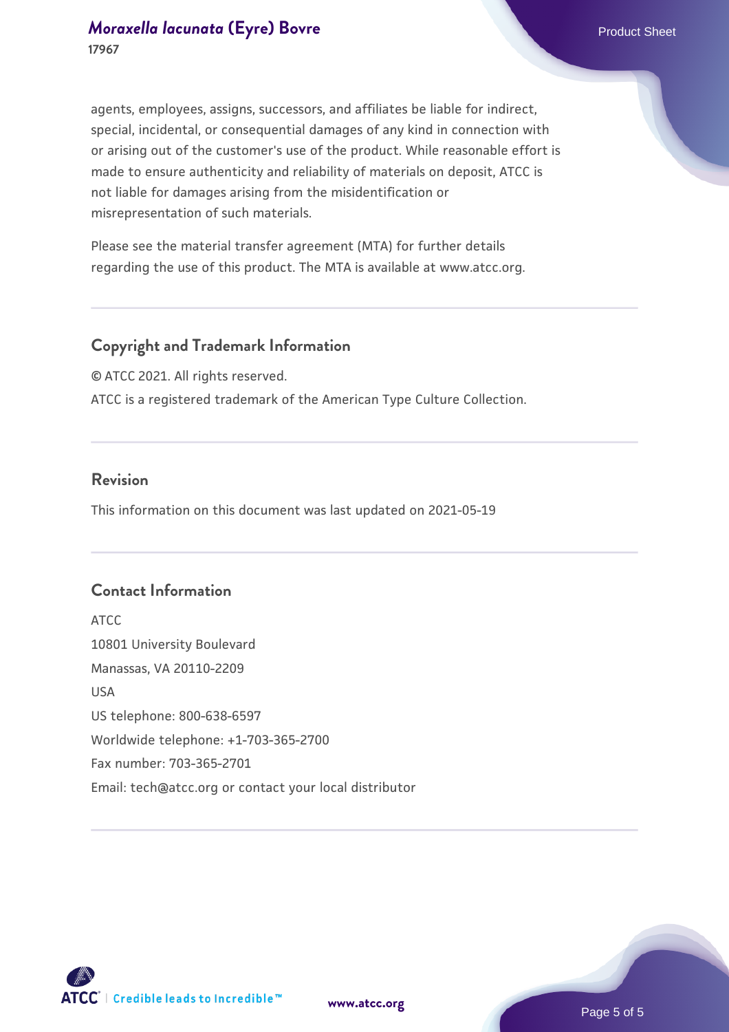agents, employees, assigns, successors, and affiliates be liable for indirect, special, incidental, or consequential damages of any kind in connection with or arising out of the customer's use of the product. While reasonable effort is made to ensure authenticity and reliability of materials on deposit, ATCC is not liable for damages arising from the misidentification or misrepresentation of such materials.

Please see the material transfer agreement (MTA) for further details regarding the use of this product. The MTA is available at www.atcc.org.

## Copyright and Trademark Information

© ATCC 2021. All rights reserved.

ATCC is a registered trademark of the American Type Culture Collection.

## Revision

This information on this document was last updated on 2021-05-19

## Contact Information

ATCC
10801 University Boulevard
Manassas, VA 20110-2209
USA
US telephone: 800-638-6597
Worldwide telephone: +1-703-365-2700
Fax number: 703-365-2701
Email: tech@atcc.org or contact your local distributor